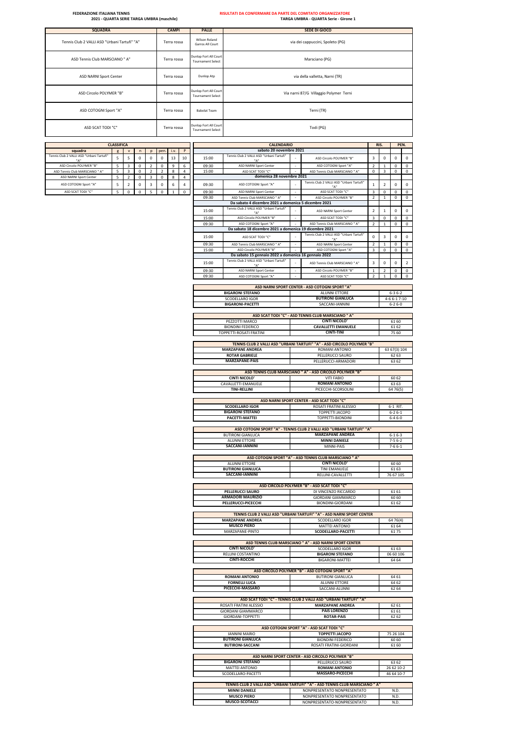**FEDERAZIONE ITALIANA TENNIS**
**2021 - QUARTA SERIE TARGA UMBRA (maschile)**

**RISULTATI DA CONFERMARE DA PARTE DEL COMITATO ORGANIZZATORE**
**TARGA UMBRA - QUARTA Serie - Girone 1**

| SQUADRA | CAMPI | PALLE | SEDE DI GIOCO |
|---|---|---|---|
| Tennis Club 2 VALLI ASD "Urbani Tartufi" "A" | Terra rossa | Wilson Roland Garros All Court | via dei cappuccini, Spoleto (PG) |
| ASD Tennis Club MARSCIANO " A" | Terra rossa | Dunlop Fort All Court Tournament Select | Marsciano (PG) |
| ASD NARNI Sport Center | Terra rossa | Dunlop Atp | via della valletta, Narni (TR) |
| ASD Circolo POLYMER "B" | Terra rossa | Dunlop Fort All Court Tournament Select | Via narni 87/G Villaggio Polymer Terni |
| ASD COTOGNI Sport "A" | Terra rossa | Babolat Team | Terni (TR) |
| ASD SCAT TODI "C" | Terra rossa | Dunlop Fort All Court Tournament Select | Todi (PG) |

**CLASSIFICA**

| squadra | g | v | n | p | pen. | i.v. | P |
|---|---|---|---|---|---|---|---|
| Tennis Club 2 VALLI ASD "Urbani Tartufi" "A" | 5 | 5 | 0 | 0 | 0 | 13 | 10 |
| ASD Circolo POLYMER "B" | 5 | 3 | 0 | 2 | 0 | 9 | 6 |
| ASD Tennis Club MARSCIANO " A" | 5 | 3 | 0 | 2 | 2 | 8 | 4 |
| ASD NARNI Sport Center | 5 | 2 | 0 | 3 | 0 | 8 | 4 |
| ASD COTOGNI Sport "A" | 5 | 2 | 0 | 3 | 0 | 6 | 4 |
| ASD SCAT TODI "C" | 5 | 0 | 0 | 5 | 0 | 1 | 0 |

**CALENDARIO**

| Ora | Casa | | Ospite | RIS. | | PEN. | |
|---|---|---|---|---|---|---|---|
| **sabato 20 novembre 2021** | | | | | | | |
| 15:00 | Tennis Club 2 VALLI ASD "Urbani Tartufi" "A" | - | ASD Circolo POLYMER "B" | 3 | 0 | 0 | 0 |
| 09:30 | ASD NARNI Sport Center | - | ASD COTOGNI Sport "A" | 2 | 1 | 0 | 0 |
| 15:00 | ASD SCAT TODI "C" | - | ASD Tennis Club MARSCIANO " A" | 0 | 3 | 0 | 0 |
| **domenica 28 novembre 2021** | | | | | | | |
| 09:30 | ASD COTOGNI Sport "A" | - | Tennis Club 2 VALLI ASD "Urbani Tartufi" "A" | 1 | 2 | 0 | 0 |
| 09:30 | ASD NARNI Sport Center | - | ASD SCAT TODI "C" | 3 | 0 | 0 | 0 |
| 09:30 | ASD Tennis Club MARSCIANO " A" | - | ASD Circolo POLYMER "B" | 2 | 1 | 0 | 0 |
| **Da sabato 4 dicembre 2021 a domenica 5 dicembre 2021** | | | | | | | |
| 15:00 | Tennis Club 2 VALLI ASD "Urbani Tartufi" "A" | - | ASD NARNI Sport Center | 2 | 1 | 0 | 0 |
| 15:00 | ASD Circolo POLYMER "B" | - | ASD SCAT TODI "C" | 3 | 0 | 0 | 0 |
| 09:30 | ASD COTOGNI Sport "A" | - | ASD Tennis Club MARSCIANO " A" | 2 | 1 | 0 | 0 |
| **Da sabato 18 dicembre 2021 a domenica 19 dicembre 2021** | | | | | | | |
| 15:00 | ASD SCAT TODI "C" | - | Tennis Club 2 VALLI ASD "Urbani Tartufi" "A" | 0 | 3 | 0 | 0 |
| 09:30 | ASD Tennis Club MARSCIANO " A" | - | ASD NARNI Sport Center | 2 | 1 | 0 | 0 |
| 15:00 | ASD Circolo POLYMER "B" | - | ASD COTOGNI Sport "A" | 3 | 0 | 0 | 0 |
| **Da sabato 15 gennaio 2022 a domenica 16 gennaio 2022** | | | | | | | |
| 15:00 | Tennis Club 2 VALLI ASD "Urbani Tartufi" "A" | - | ASD Tennis Club MARSCIANO " A" | 3 | 0 | 0 | 2 |
| 09:30 | ASD NARNI Sport Center | - | ASD Circolo POLYMER "B" | 1 | 2 | 0 | 0 |
| 09:30 | ASD COTOGNI Sport "A" | - | ASD SCAT TODI "C" | 2 | 1 | 0 | 0 |

| ASD NARNI SPORT CENTER - ASD COTOGNI SPORT "A" | | |
|---|---|---|
| **BIGARONI STEFANO** | ALUNNI ETTORE | 6-3 6-2 |
| SCODELLARO IGOR | **BUTIRONI GIANLUCA** | 4-6 6-1 7-10 |
| **BIGARONI-PACETTI** | SACCANI-IANNINI | 6-2 6-0 |

| ASD SCAT TODI "C" - ASD TENNIS CLUB MARSCIANO " A" | | |
|---|---|---|
| PEZZOTTI MARCO | **CINTI NICOLO'** | 61 60 |
| BIONDINI FEDERICO | **CAVALLETTI EMANUELE** | 61 62 |
| TOPPETTI-ROSATI FRATINI | **CINTI-TINI** | 75 60 |

| TENNIS CLUB 2 VALLI ASD "URBANI TARTUFI" "A" - ASD CIRCOLO POLYMER "B" | | |
|---|---|---|
| **MARZAPANE ANDREA** | ROMANI ANTONIO | 63 67(3) 104 |
| **ROTAR GABRIELE** | PELLERUCCI SAURO | 62 63 |
| **MARZAPANE-PAIS** | PELLERUCCI-ARMADORI | 63 62 |

| ASD TENNIS CLUB MARSCIANO " A" - ASD CIRCOLO POLYMER "B" | | |
|---|---|---|
| **CINTI NICOLO'** | VITI FABIO | 60 62 |
| CAVALLETTI EMANUELE | **ROMANI ANTONIO** | 63 63 |
| **TINI-RELLINI** | PICECCHI-SCORSOLINI | 64 76(5) |

| ASD NARNI SPORT CENTER - ASD SCAT TODI "C" | | |
|---|---|---|
| **SCODELLARO IGOR** | ROSATI FRATINI ALESSIO | 6-1 RIT. |
| **BIGARONI STEFANO** | TOPPETTI JACOPO | 6-2 6-1 |
| **PACETTI-MATTEI** | TOPPETTI-BIONDINI | 6-4 6-0 |

| ASD COTOGNI SPORT "A" - TENNIS CLUB 2 VALLI ASD "URBANI TARTUFI" "A" | | |
|---|---|---|
| BUTIRONI GIANLUCA | **MARZAPANE ANDREA** | 6-1 6-3 |
| ALUNNI ETTORE | **MINNI DANIELE** | 7-5 6-2 |
| **SACCANI-IANNINI** | MINNI-PAIS | 7-6 6-1 |

| ASD COTOGNI SPORT "A" - ASD TENNIS CLUB MARSCIANO " A" | | |
|---|---|---|
| ALUNNI ETTORE | **CINTI NICOLO'** | 60 60 |
| **BUTIRONI GIANLUCA** | TINI EMANUELE | 61 63 |
| **SACCANI-IANNINI** | RELLINI-CAVALLETTI | 76 67 105 |

| ASD CIRCOLO POLYMER "B" - ASD SCAT TODI "C" | | |
|---|---|---|
| **PELLERUCCI SAURO** | DI VINCENZO RICCARDO | 61 61 |
| **ARMADORI MAURIZIO** | GIORDANI GIAMMARCO | 60 60 |
| **PELLERUCCI-PICECCHI** | BIONDINI-GIORDANI | 61 62 |

| TENNIS CLUB 2 VALLI ASD "URBANI TARTUFI" "A" - ASD NARNI SPORT CENTER | | |
|---|---|---|
| **MARZAPANE ANDREA** | SCODELLARO IGOR | 64 76(4) |
| **MUSCO PIERO** | MATTEI ANTONIO | 61 64 |
| MARZAPANE-PINTO | **SCODELLARO-PACETTI** | 61 75 |

| ASD TENNIS CLUB MARSCIANO " A" - ASD NARNI SPORT CENTER | | |
|---|---|---|
| **CINTI NICOLO'** | SCODELLARO IGOR | 61 63 |
| RELLINI COSTANTINO | **BIGARONI STEFANO** | 06 60 106 |
| **CINTI-ROCCHI** | BIGARONI-MATTEI | 64 64 |

| ASD CIRCOLO POLYMER "B" - ASD COTOGNI SPORT "A" | | |
|---|---|---|
| **ROMANI ANTONIO** | BUTIRONI GIANLUCA | 64 61 |
| **FORNELLI LUCA** | ALUNNI ETTORE | 64 62 |
| **PICECCHI-MASSARO** | SACCANI-ALUNNI | 62 64 |

| ASD SCAT TODI "C" - TENNIS CLUB 2 VALLI ASD "URBANI TARTUFI" "A" | | |
|---|---|---|
| ROSATI FRATINI ALESSIO | **MARZAPANE ANDREA** | 62 61 |
| GIORDANI GIAMMARCO | **PAIS LORENZO** | 61 61 |
| GIORDANI-TOPPETTI | **ROTAR-PAIS** | 62 62 |

| ASD COTOGNI SPORT "A" - ASD SCAT TODI "C" | | |
|---|---|---|
| IANNINI MARIO | **TOPPETTI JACOPO** | 75 26 104 |
| **BUTIRONI GIANLUCA** | BIONDINI FEDERICO | 60 60 |
| **BUTIRONI-SACCANI** | ROSATI FRATINI-GIORDANI | 61 60 |

| ASD NARNI SPORT CENTER - ASD CIRCOLO POLYMER "B" | | |
|---|---|---|
| **BIGARONI STEFANO** | PELLERUCCI SAURO | 63 62 |
| MATTEI ANTONIO | **ROMANI ANTONIO** | 26 62 10-2 |
| SCODELLARO-PACETTI | **MASSARO-PICECCHI** | 46 64 10-7 |

| TENNIS CLUB 2 VALLI ASD "URBANI TARTUFI" "A" - ASD TENNIS CLUB MARSCIANO " A" | | |
|---|---|---|
| **MINNI DANIELE** | NONPRESENTATO NONPRESENTATO | N.D. |
| **MUSCO PIERO** | NONPRESENTATO NONPRESENTATO | N.D. |
| **MUSCO-SCOTACCI** | NONPRESENTATO-NONPRESENTATO | N.D. |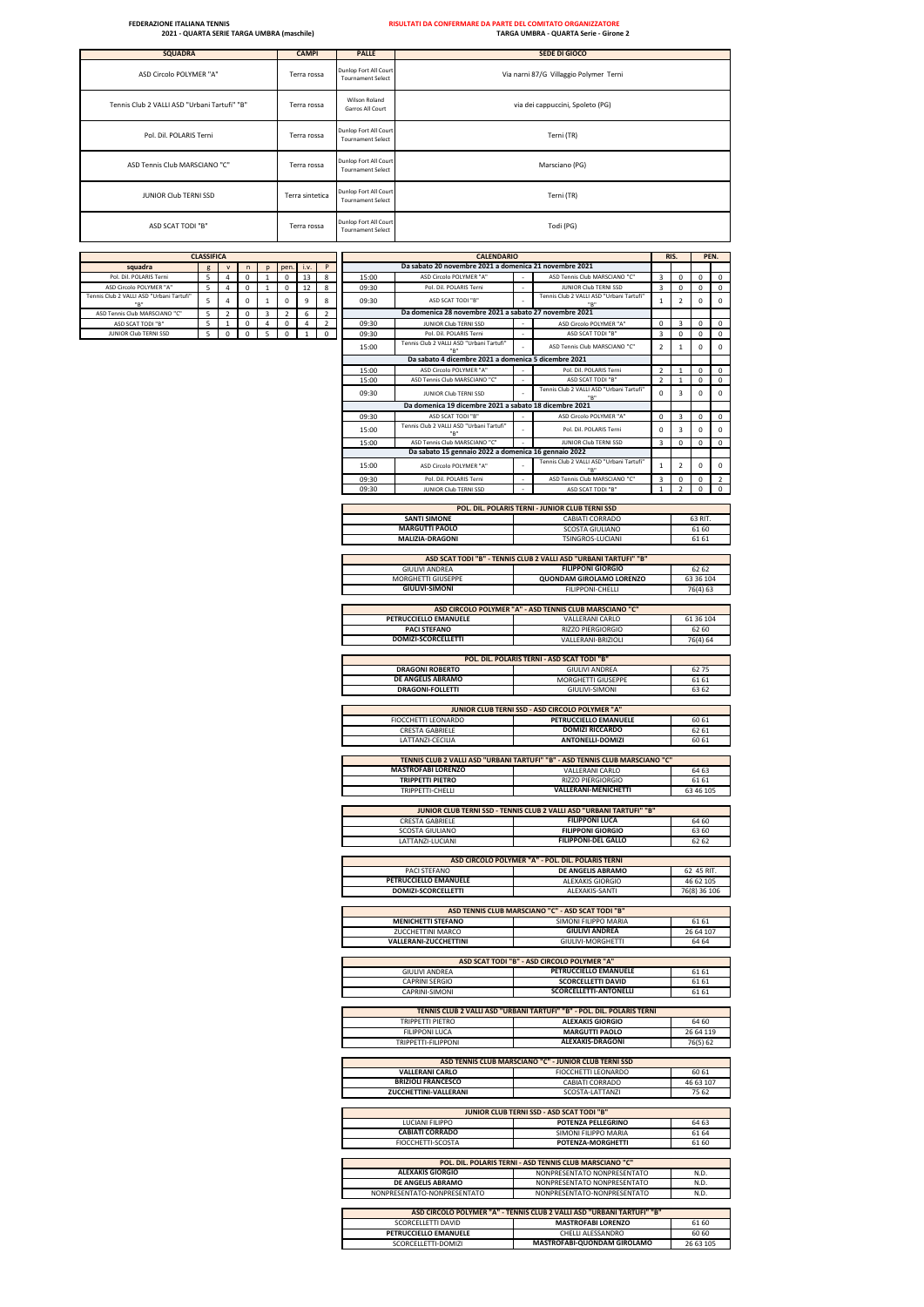FEDERAZIONE ITALIANA TENNIS
2021 - QUARTA SERIE TARGA UMBRA (maschile)

RISULTATI DA CONFERMARE DA PARTE DEL COMITATO ORGANIZZATORE
TARGA UMBRA - QUARTA Serie - Girone 2

| SQUADRA | CAMPI | PALLE | SEDE DI GIOCO |
|---|---|---|---|
| ASD Circolo POLYMER "A" | Terra rossa | Dunlop Fort All Court Tournament Select | Via narni 87/G Villaggio Polymer Terni |
| Tennis Club 2 VALLI ASD "Urbani Tartufi" "B" | Terra rossa | Wilson Roland Garros All Court | via dei cappuccini, Spoleto (PG) |
| Pol. Dil. POLARIS Terni | Terra rossa | Dunlop Fort All Court Tournament Select | Terni (TR) |
| ASD Tennis Club MARSCIANO "C" | Terra rossa | Dunlop Fort All Court Tournament Select | Marsciano (PG) |
| JUNIOR Club TERNI SSD | Terra sintetica | Dunlop Fort All Court Tournament Select | Terni (TR) |
| ASD SCAT TODI "B" | Terra rossa | Dunlop Fort All Court Tournament Select | Todi (PG) |

**CLASSIFICA**

| squadra | g | v | n | p | pen. | i.v. | P |
|---|---|---|---|---|---|---|---|
| Pol. Dil. POLARIS Terni | 5 | 4 | 0 | 1 | 0 | 13 | 8 |
| ASD Circolo POLYMER "A" | 5 | 4 | 0 | 1 | 0 | 12 | 8 |
| Tennis Club 2 VALLI ASD "Urbani Tartufi" "B" | 5 | 4 | 0 | 1 | 0 | 9 | 8 |
| ASD Tennis Club MARSCIANO "C" | 5 | 2 | 0 | 3 | 2 | 6 | 2 |
| ASD SCAT TODI "B" | 5 | 1 | 0 | 4 | 0 | 4 | 2 |
| JUNIOR Club TERNI SSD | 5 | 0 | 0 | 5 | 0 | 1 | 0 |

**CALENDARIO**

| Ora | Casa | | Ospite | RIS. | | PEN. | |
|---|---|---|---|---|---|---|---|
| **Da sabato 20 novembre 2021 a domenica 21 novembre 2021** | | | | | | | |
| 15:00 | ASD Circolo POLYMER "A" | - | ASD Tennis Club MARSCIANO "C" | 3 | 0 | 0 | 0 |
| 09:30 | Pol. Dil. POLARIS Terni | - | JUNIOR Club TERNI SSD | 3 | 0 | 0 | 0 |
| 09:30 | ASD SCAT TODI "B" | - | Tennis Club 2 VALLI ASD "Urbani Tartufi" "B" | 1 | 2 | 0 | 0 |
| **Da domenica 28 novembre 2021 a sabato 27 novembre 2021** | | | | | | | |
| 09:30 | JUNIOR Club TERNI SSD | - | ASD Circolo POLYMER "A" | 0 | 3 | 0 | 0 |
| 09:30 | Pol. Dil. POLARIS Terni | - | ASD SCAT TODI "B" | 3 | 0 | 0 | 0 |
| 15:00 | Tennis Club 2 VALLI ASD "Urbani Tartufi" "B" | - | ASD Tennis Club MARSCIANO "C" | 2 | 1 | 0 | 0 |
| **Da sabato 4 dicembre 2021 a domenica 5 dicembre 2021** | | | | | | | |
| 15:00 | ASD Circolo POLYMER "A" | - | Pol. Dil. POLARIS Terni | 2 | 1 | 0 | 0 |
| 15:00 | ASD Tennis Club MARSCIANO "C" | - | ASD SCAT TODI "B" | 2 | 1 | 0 | 0 |
| 09:30 | JUNIOR Club TERNI SSD | - | Tennis Club 2 VALLI ASD "Urbani Tartufi" "B" | 0 | 3 | 0 | 0 |
| **Da domenica 19 dicembre 2021 a sabato 18 dicembre 2021** | | | | | | | |
| 09:30 | ASD SCAT TODI "B" | - | ASD Circolo POLYMER "A" | 0 | 3 | 0 | 0 |
| 15:00 | Tennis Club 2 VALLI ASD "Urbani Tartufi" "B" | - | Pol. Dil. POLARIS Terni | 0 | 3 | 0 | 0 |
| 15:00 | ASD Tennis Club MARSCIANO "C" | - | JUNIOR Club TERNI SSD | 3 | 0 | 0 | 0 |
| **Da sabato 15 gennaio 2022 a domenica 16 gennaio 2022** | | | | | | | |
| 15:00 | ASD Circolo POLYMER "A" | - | Tennis Club 2 VALLI ASD "Urbani Tartufi" "B" | 1 | 2 | 0 | 0 |
| 09:30 | Pol. Dil. POLARIS Terni | - | ASD Tennis Club MARSCIANO "C" | 3 | 0 | 0 | 2 |
| 09:30 | JUNIOR Club TERNI SSD | - | ASD SCAT TODI "B" | 1 | 2 | 0 | 0 |

| POL. DIL. POLARIS TERNI - JUNIOR CLUB TERNI SSD | | |
|---|---|---|
| **SANTI SIMONE** | CABIATI CORRADO | 63 RIT. |
| **MARGUTTI PAOLO** | SCOSTA GIULIANO | 61 60 |
| **MALIZIA-DRAGONI** | TSINGROS-LUCIANI | 61 61 |

| ASD SCAT TODI "B" - TENNIS CLUB 2 VALLI ASD "URBANI TARTUFI" "B" | | |
|---|---|---|
| GIULIVI ANDREA | **FILIPPONI GIORGIO** | 62 62 |
| MORGHETTI GIUSEPPE | **QUONDAM GIROLAMO LORENZO** | 63 36 104 |
| **GIULIVI-SIMONI** | FILIPPONI-CHELLI | 76(4) 63 |

| ASD CIRCOLO POLYMER "A" - ASD TENNIS CLUB MARSCIANO "C" | | |
|---|---|---|
| **PETRUCCIELLO EMANUELE** | VALLERANI CARLO | 61 36 104 |
| **PACI STEFANO** | RIZZO PIERGIORGIO | 62 60 |
| **DOMIZI-SCORCELLETTI** | VALLERANI-BRIZIOLI | 76(4) 64 |

| POL. DIL. POLARIS TERNI - ASD SCAT TODI "B" | | |
|---|---|---|
| **DRAGONI ROBERTO** | GIULIVI ANDREA | 62 75 |
| **DE ANGELIS ABRAMO** | MORGHETTI GIUSEPPE | 61 61 |
| **DRAGONI-FOLLETTI** | GIULIVI-SIMONI | 63 62 |

| JUNIOR CLUB TERNI SSD - ASD CIRCOLO POLYMER "A" | | |
|---|---|---|
| FIOCCHETTI LEONARDO | **PETRUCCIELLO EMANUELE** | 60 61 |
| CRESTA GABRIELE | **DOMIZI RICCARDO** | 62 61 |
| LATTANZI-CECILIA | **ANTONELLI-DOMIZI** | 60 61 |

| TENNIS CLUB 2 VALLI ASD "URBANI TARTUFI" "B" - ASD TENNIS CLUB MARSCIANO "C" | | |
|---|---|---|
| **MASTROFABI LORENZO** | VALLERANI CARLO | 64 63 |
| **TRIPPETTI PIETRO** | RIZZO PIERGIORGIO | 61 61 |
| TRIPPETTI-CHELLI | **VALLERANI-MENICHETTI** | 63 46 105 |

| JUNIOR CLUB TERNI SSD - TENNIS CLUB 2 VALLI ASD "URBANI TARTUFI" "B" | | |
|---|---|---|
| CRESTA GABRIELE | **FILIPPONI LUCA** | 64 60 |
| SCOSTA GIULIANO | **FILIPPONI GIORGIO** | 63 60 |
| LATTANZI-LUCIANI | **FILIPPONI-DEL GALLO** | 62 62 |

| ASD CIRCOLO POLYMER "A" - POL. DIL. POLARIS TERNI | | |
|---|---|---|
| PACI STEFANO | **DE ANGELIS ABRAMO** | 62 45 RIT. |
| **PETRUCCIELLO EMANUELE** | ALEXAKIS GIORGIO | 46 62 105 |
| **DOMIZI-SCORCELLETTI** | ALEXAKIS-SANTI | 76(8) 36 106 |

| ASD TENNIS CLUB MARSCIANO "C" - ASD SCAT TODI "B" | | |
|---|---|---|
| **MENICHETTI STEFANO** | SIMONI FILIPPO MARIA | 61 61 |
| ZUCCHETTINI MARCO | **GIULIVI ANDREA** | 26 64 107 |
| **VALLERANI-ZUCCHETTINI** | GIULIVI-MORGHETTI | 64 64 |

| ASD SCAT TODI "B" - ASD CIRCOLO POLYMER "A" | | |
|---|---|---|
| GIULIVI ANDREA | **PETRUCCIELLO EMANUELE** | 61 61 |
| CAPRINI SERGIO | **SCORCELLETTI DAVID** | 61 61 |
| CAPRINI-SIMONI | **SCORCELLETTI-ANTONELLI** | 61 61 |

| TENNIS CLUB 2 VALLI ASD "URBANI TARTUFI" "B" - POL. DIL. POLARIS TERNI | | |
|---|---|---|
| TRIPPETTI PIETRO | **ALEXAKIS GIORGIO** | 64 60 |
| FILIPPONI LUCA | **MARGUTTI PAOLO** | 26 64 119 |
| TRIPPETTI-FILIPPONI | **ALEXAKIS-DRAGONI** | 76(5) 62 |

| ASD TENNIS CLUB MARSCIANO "C" - JUNIOR CLUB TERNI SSD | | |
|---|---|---|
| **VALLERANI CARLO** | FIOCCHETTI LEONARDO | 60 61 |
| **BRIZIOLI FRANCESCO** | CABIATI CORRADO | 46 63 107 |
| **ZUCCHETTINI-VALLERANI** | SCOSTA-LATTANZI | 75 62 |

| JUNIOR CLUB TERNI SSD - ASD SCAT TODI "B" | | |
|---|---|---|
| LUCIANI FILIPPO | **POTENZA PELLEGRINO** | 64 63 |
| **CABIATI CORRADO** | SIMONI FILIPPO MARIA | 61 64 |
| FIOCCHETTI-SCOSTA | **POTENZA-MORGHETTI** | 61 60 |

| POL. DIL. POLARIS TERNI - ASD TENNIS CLUB MARSCIANO "C" | | |
|---|---|---|
| **ALEXAKIS GIORGIO** | NONPRESENTATO NONPRESENTATO | N.D. |
| **DE ANGELIS ABRAMO** | NONPRESENTATO NONPRESENTATO | N.D. |
| NONPRESENTATO-NONPRESENTATO | NONPRESENTATO-NONPRESENTATO | N.D. |

| ASD CIRCOLO POLYMER "A" - TENNIS CLUB 2 VALLI ASD "URBANI TARTUFI" "B" | | |
|---|---|---|
| SCORCELLETTI DAVID | **MASTROFABI LORENZO** | 61 60 |
| **PETRUCCIELLO EMANUELE** | CHELLI ALESSANDRO | 60 60 |
| SCORCELLETTI-DOMIZI | **MASTROFABI-QUONDAM GIROLAMO** | 26 63 105 |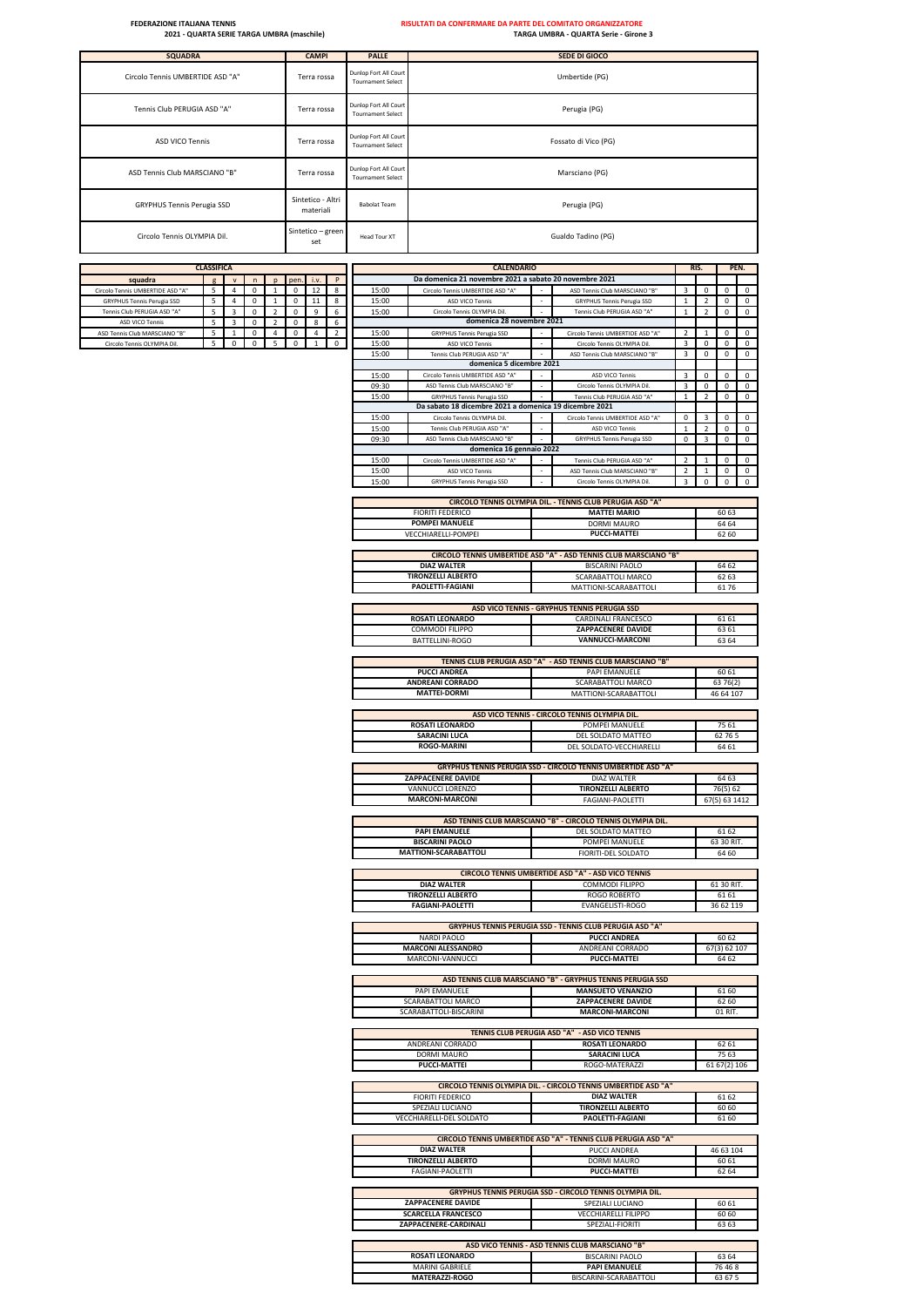**FEDERAZIONE ITALIANA TENNIS**
**2021 - QUARTA SERIE TARGA UMBRA (maschile)**

**RISULTATI DA CONFERMARE DA PARTE DEL COMITATO ORGANIZZATORE**
**TARGA UMBRA - QUARTA Serie - Girone 3**

| SQUADRA | CAMPI | PALLE | SEDE DI GIOCO |
|---|---|---|---|
| Circolo Tennis UMBERTIDE ASD "A" | Terra rossa | Dunlop Fort All Court Tournament Select | Umbertide (PG) |
| Tennis Club PERUGIA ASD "A" | Terra rossa | Dunlop Fort All Court Tournament Select | Perugia (PG) |
| ASD VICO Tennis | Terra rossa | Dunlop Fort All Court Tournament Select | Fossato di Vico (PG) |
| ASD Tennis Club MARSCIANO "B" | Terra rossa | Dunlop Fort All Court Tournament Select | Marsciano (PG) |
| GRYPHUS Tennis Perugia SSD | Sintetico - Altri materiali | Babolat Team | Perugia (PG) |
| Circolo Tennis OLYMPIA Dil. | Sintetico – green set | Head Tour XT | Gualdo Tadino (PG) |

**CLASSIFICA**

| squadra | g | v | n | p | pen. | i.v. | P |
|---|---|---|---|---|---|---|---|
| Circolo Tennis UMBERTIDE ASD "A" | 5 | 4 | 0 | 1 | 0 | 12 | 8 |
| GRYPHUS Tennis Perugia SSD | 5 | 4 | 0 | 1 | 0 | 11 | 8 |
| Tennis Club PERUGIA ASD "A" | 5 | 3 | 0 | 2 | 0 | 9 | 6 |
| ASD VICO Tennis | 5 | 3 | 0 | 2 | 0 | 8 | 6 |
| ASD Tennis Club MARSCIANO "B" | 5 | 1 | 0 | 4 | 0 | 4 | 2 |
| Circolo Tennis OLYMPIA Dil. | 5 | 0 | 0 | 5 | 0 | 1 | 0 |

**CALENDARIO**

| Ora | Casa | | Ospite | RIS. | | PEN. | |
|---|---|---|---|---|---|---|---|
| **Da domenica 21 novembre 2021 a sabato 20 novembre 2021** | | | | | | | |
| 15:00 | Circolo Tennis UMBERTIDE ASD "A" | - | ASD Tennis Club MARSCIANO "B" | 3 | 0 | 0 | 0 |
| 15:00 | ASD VICO Tennis | - | GRYPHUS Tennis Perugia SSD | 1 | 2 | 0 | 0 |
| 15:00 | Circolo Tennis OLYMPIA Dil. | - | Tennis Club PERUGIA ASD "A" | 1 | 2 | 0 | 0 |
| **domenica 28 novembre 2021** | | | | | | | |
| 15:00 | GRYPHUS Tennis Perugia SSD | - | Circolo Tennis UMBERTIDE ASD "A" | 2 | 1 | 0 | 0 |
| 15:00 | ASD VICO Tennis | - | Circolo Tennis OLYMPIA Dil. | 3 | 0 | 0 | 0 |
| 15:00 | Tennis Club PERUGIA ASD "A" | - | ASD Tennis Club MARSCIANO "B" | 3 | 0 | 0 | 0 |
| **domenica 5 dicembre 2021** | | | | | | | |
| 15:00 | Circolo Tennis UMBERTIDE ASD "A" | - | ASD VICO Tennis | 3 | 0 | 0 | 0 |
| 09:30 | ASD Tennis Club MARSCIANO "B" | - | Circolo Tennis OLYMPIA Dil. | 3 | 0 | 0 | 0 |
| 15:00 | GRYPHUS Tennis Perugia SSD | - | Tennis Club PERUGIA ASD "A" | 1 | 2 | 0 | 0 |
| **Da sabato 18 dicembre 2021 a domenica 19 dicembre 2021** | | | | | | | |
| 15:00 | Circolo Tennis OLYMPIA Dil. | - | Circolo Tennis UMBERTIDE ASD "A" | 0 | 3 | 0 | 0 |
| 15:00 | Tennis Club PERUGIA ASD "A" | - | ASD VICO Tennis | 1 | 2 | 0 | 0 |
| 09:30 | ASD Tennis Club MARSCIANO "B" | - | GRYPHUS Tennis Perugia SSD | 0 | 3 | 0 | 0 |
| **domenica 16 gennaio 2022** | | | | | | | |
| 15:00 | Circolo Tennis UMBERTIDE ASD "A" | - | Tennis Club PERUGIA ASD "A" | 2 | 1 | 0 | 0 |
| 15:00 | ASD VICO Tennis | - | ASD Tennis Club MARSCIANO "B" | 2 | 1 | 0 | 0 |
| 15:00 | GRYPHUS Tennis Perugia SSD | - | Circolo Tennis OLYMPIA Dil. | 3 | 0 | 0 | 0 |

| CIRCOLO TENNIS OLYMPIA DIL. - TENNIS CLUB PERUGIA ASD "A" | | |
|---|---|---|
| FIORITI FEDERICO | **MATTEI MARIO** | 60 63 |
| **POMPEI MANUELE** | DORMI MAURO | 64 64 |
| VECCHIARELLI-POMPEI | **PUCCI-MATTEI** | 62 60 |

| CIRCOLO TENNIS UMBERTIDE ASD "A" - ASD TENNIS CLUB MARSCIANO "B" | | |
|---|---|---|
| **DIAZ WALTER** | BISCARINI PAOLO | 64 62 |
| **TIRONZELLI ALBERTO** | SCARABATTOLI MARCO | 62 63 |
| **PAOLETTI-FAGIANI** | MATTIONI-SCARABATTOLI | 61 76 |

| ASD VICO TENNIS - GRYPHUS TENNIS PERUGIA SSD | | |
|---|---|---|
| **ROSATI LEONARDO** | CARDINALI FRANCESCO | 61 61 |
| COMMODI FILIPPO | **ZAPPACENERE DAVIDE** | 63 61 |
| BATTELLINI-ROGO | **VANNUCCI-MARCONI** | 63 64 |

| TENNIS CLUB PERUGIA ASD "A" - ASD TENNIS CLUB MARSCIANO "B" | | |
|---|---|---|
| **PUCCI ANDREA** | PAPI EMANUELE | 60 61 |
| **ANDREANI CORRADO** | SCARABATTOLI MARCO | 63 76(2) |
| **MATTEI-DORMI** | MATTIONI-SCARABATTOLI | 46 64 107 |

| ASD VICO TENNIS - CIRCOLO TENNIS OLYMPIA DIL. | | |
|---|---|---|
| **ROSATI LEONARDO** | POMPEI MANUELE | 75 61 |
| **SARACINI LUCA** | DEL SOLDATO MATTEO | 62 76 5 |
| **ROGO-MARINI** | DEL SOLDATO-VECCHIARELLI | 64 61 |

| GRYPHUS TENNIS PERUGIA SSD - CIRCOLO TENNIS UMBERTIDE ASD "A" | | |
|---|---|---|
| **ZAPPACENERE DAVIDE** | DIAZ WALTER | 64 63 |
| VANNUCCI LORENZO | **TIRONZELLI ALBERTO** | 76(5) 62 |
| **MARCONI-MARCONI** | FAGIANI-PAOLETTI | 67(5) 63 1412 |

| ASD TENNIS CLUB MARSCIANO "B" - CIRCOLO TENNIS OLYMPIA DIL. | | |
|---|---|---|
| **PAPI EMANUELE** | DEL SOLDATO MATTEO | 61 62 |
| **BISCARINI PAOLO** | POMPEI MANUELE | 63 30 RIT. |
| **MATTIONI-SCARABATTOLI** | FIORITI-DEL SOLDATO | 64 60 |

| CIRCOLO TENNIS UMBERTIDE ASD "A" - ASD VICO TENNIS | | |
|---|---|---|
| **DIAZ WALTER** | COMMODI FILIPPO | 61 30 RIT. |
| **TIRONZELLI ALBERTO** | ROGO ROBERTO | 61 61 |
| **FAGIANI-PAOLETTI** | EVANGELISTI-ROGO | 36 62 119 |

| GRYPHUS TENNIS PERUGIA SSD - TENNIS CLUB PERUGIA ASD "A" | | |
|---|---|---|
| NARDI PAOLO | **PUCCI ANDREA** | 60 62 |
| **MARCONI ALESSANDRO** | ANDREANI CORRADO | 67(3) 62 107 |
| MARCONI-VANNUCCI | **PUCCI-MATTEI** | 64 62 |

| ASD TENNIS CLUB MARSCIANO "B" - GRYPHUS TENNIS PERUGIA SSD | | |
|---|---|---|
| PAPI EMANUELE | **MANSUETO VENANZIO** | 61 60 |
| SCARABATTOLI MARCO | **ZAPPACENERE DAVIDE** | 62 60 |
| SCARABATTOLI-BISCARINI | **MARCONI-MARCONI** | 01 RIT. |

| TENNIS CLUB PERUGIA ASD "A" - ASD VICO TENNIS | | |
|---|---|---|
| ANDREANI CORRADO | **ROSATI LEONARDO** | 62 61 |
| DORMI MAURO | **SARACINI LUCA** | 75 63 |
| **PUCCI-MATTEI** | ROGO-MATERAZZI | 61 67(2) 106 |

| CIRCOLO TENNIS OLYMPIA DIL. - CIRCOLO TENNIS UMBERTIDE ASD "A" | | |
|---|---|---|
| FIORITI FEDERICO | **DIAZ WALTER** | 61 62 |
| SPEZIALI LUCIANO | **TIRONZELLI ALBERTO** | 60 60 |
| VECCHIARELLI-DEL SOLDATO | **PAOLETTI-FAGIANI** | 61 60 |

| CIRCOLO TENNIS UMBERTIDE ASD "A" - TENNIS CLUB PERUGIA ASD "A" | | |
|---|---|---|
| **DIAZ WALTER** | PUCCI ANDREA | 46 63 104 |
| **TIRONZELLI ALBERTO** | DORMI MAURO | 60 61 |
| FAGIANI-PAOLETTI | **PUCCI-MATTEI** | 62 64 |

| GRYPHUS TENNIS PERUGIA SSD - CIRCOLO TENNIS OLYMPIA DIL. | | |
|---|---|---|
| **ZAPPACENERE DAVIDE** | SPEZIALI LUCIANO | 60 61 |
| **SCARCELLA FRANCESCO** | VECCHIARELLI FILIPPO | 60 60 |
| **ZAPPACENERE-CARDINALI** | SPEZIALI-FIORITI | 63 63 |

| ASD VICO TENNIS - ASD TENNIS CLUB MARSCIANO "B" | | |
|---|---|---|
| **ROSATI LEONARDO** | BISCARINI PAOLO | 63 64 |
| MARINI GABRIELE | **PAPI EMANUELE** | 76 46 8 |
| **MATERAZZI-ROGO** | BISCARINI-SCARABATTOLI | 63 67 5 |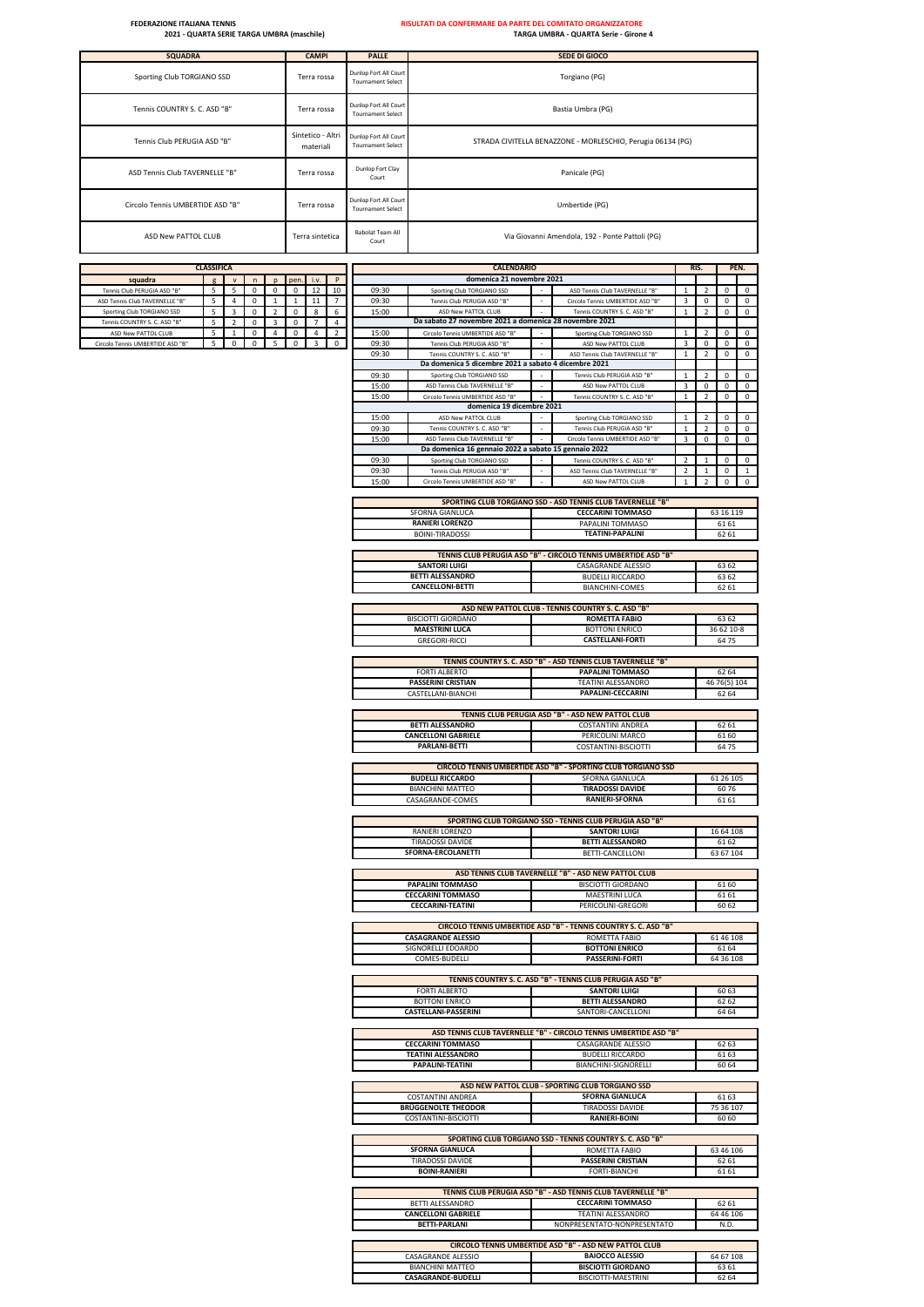**FEDERAZIONE ITALIANA TENNIS**
**2021 - QUARTA SERIE TARGA UMBRA (maschile)**

**RISULTATI DA CONFERMARE DA PARTE DEL COMITATO ORGANIZZATORE**
**TARGA UMBRA - QUARTA Serie - Girone 4**

| SQUADRA | CAMPI | PALLE | SEDE DI GIOCO |
|---|---|---|---|
| Sporting Club TORGIANO SSD | Terra rossa | Dunlop Fort All Court Tournament Select | Torgiano (PG) |
| Tennis COUNTRY S. C. ASD "B" | Terra rossa | Dunlop Fort All Court Tournament Select | Bastia Umbra (PG) |
| Tennis Club PERUGIA ASD "B" | Sintetico - Altri materiali | Dunlop Fort All Court Tournament Select | STRADA CIVITELLA BENAZZONE - MORLESCHIO, Perugia 06134 (PG) |
| ASD Tennis Club TAVERNELLE "B" | Terra rossa | Dunlop Fort Clay Court | Panicale (PG) |
| Circolo Tennis UMBERTIDE ASD "B" | Terra rossa | Dunlop Fort All Court Tournament Select | Umbertide (PG) |
| ASD New PATTOL CLUB | Terra sintetica | Babolat Team All Court | Via Giovanni Amendola, 192 - Ponte Pattoli (PG) |

**CLASSIFICA**

| squadra | g | v | n | p | pen. | i.v. | P |
|---|---|---|---|---|---|---|---|
| Tennis Club PERUGIA ASD "B" | 5 | 5 | 0 | 0 | 0 | 12 | 10 |
| ASD Tennis Club TAVERNELLE "B" | 5 | 4 | 0 | 1 | 1 | 11 | 7 |
| Sporting Club TORGIANO SSD | 5 | 3 | 0 | 2 | 0 | 8 | 6 |
| Tennis COUNTRY S. C. ASD "B" | 5 | 2 | 0 | 3 | 0 | 7 | 4 |
| ASD New PATTOL CLUB | 5 | 1 | 0 | 4 | 0 | 4 | 2 |
| Circolo Tennis UMBERTIDE ASD "B" | 5 | 0 | 0 | 5 | 0 | 3 | 0 |

**CALENDARIO**

| | | | | RIS. | | PEN. | |
|---|---|---|---|---|---|---|---|
| **domenica 21 novembre 2021** | | | | | | | |
| 09:30 | Sporting Club TORGIANO SSD | - | ASD Tennis Club TAVERNELLE "B" | 1 | 2 | 0 | 0 |
| 09:30 | Tennis Club PERUGIA ASD "B" | - | Circolo Tennis UMBERTIDE ASD "B" | 3 | 0 | 0 | 0 |
| 15:00 | ASD New PATTOL CLUB | - | Tennis COUNTRY S. C. ASD "B" | 1 | 2 | 0 | 0 |
| **Da sabato 27 novembre 2021 a domenica 28 novembre 2021** | | | | | | | |
| 15:00 | Circolo Tennis UMBERTIDE ASD "B" | - | Sporting Club TORGIANO SSD | 1 | 2 | 0 | 0 |
| 09:30 | Tennis Club PERUGIA ASD "B" | - | ASD New PATTOL CLUB | 3 | 0 | 0 | 0 |
| 09:30 | Tennis COUNTRY S. C. ASD "B" | - | ASD Tennis Club TAVERNELLE "B" | 1 | 2 | 0 | 0 |
| **Da domenica 5 dicembre 2021 a sabato 4 dicembre 2021** | | | | | | | |
| 09:30 | Sporting Club TORGIANO SSD | - | Tennis Club PERUGIA ASD "B" | 1 | 2 | 0 | 0 |
| 15:00 | ASD Tennis Club TAVERNELLE "B" | - | ASD New PATTOL CLUB | 3 | 0 | 0 | 0 |
| 15:00 | Circolo Tennis UMBERTIDE ASD "B" | - | Tennis COUNTRY S. C. ASD "B" | 1 | 2 | 0 | 0 |
| **domenica 19 dicembre 2021** | | | | | | | |
| 15:00 | ASD New PATTOL CLUB | - | Sporting Club TORGIANO SSD | 1 | 2 | 0 | 0 |
| 09:30 | Tennis COUNTRY S. C. ASD "B" | - | Tennis Club PERUGIA ASD "B" | 1 | 2 | 0 | 0 |
| 15:00 | ASD Tennis Club TAVERNELLE "B" | - | Circolo Tennis UMBERTIDE ASD "B" | 3 | 0 | 0 | 0 |
| **Da domenica 16 gennaio 2022 a sabato 15 gennaio 2022** | | | | | | | |
| 09:30 | Sporting Club TORGIANO SSD | - | Tennis COUNTRY S. C. ASD "B" | 2 | 1 | 0 | 0 |
| 09:30 | Tennis Club PERUGIA ASD "B" | - | ASD Tennis Club TAVERNELLE "B" | 2 | 1 | 0 | 1 |
| 15:00 | Circolo Tennis UMBERTIDE ASD "B" | - | ASD New PATTOL CLUB | 1 | 2 | 0 | 0 |

| SPORTING CLUB TORGIANO SSD - ASD TENNIS CLUB TAVERNELLE "B" | | |
|---|---|---|
| SFORNA GIANLUCA | **CECCARINI TOMMASO** | 63 16 119 |
| **RANIERI LORENZO** | PAPALINI TOMMASO | 61 61 |
| BOINI-TIRADOSSI | **TEATINI-PAPALINI** | 62 61 |

| TENNIS CLUB PERUGIA ASD "B" - CIRCOLO TENNIS UMBERTIDE ASD "B" | | |
|---|---|---|
| **SANTORI LUIGI** | CASAGRANDE ALESSIO | 63 62 |
| **BETTI ALESSANDRO** | BUDELLI RICCARDO | 63 62 |
| **CANCELLONI-BETTI** | BIANCHINI-COMES | 62 61 |

| ASD NEW PATTOL CLUB - TENNIS COUNTRY S. C. ASD "B" | | |
|---|---|---|
| BISCIOTTI GIORDANO | **ROMETTA FABIO** | 63 62 |
| **MAESTRINI LUCA** | BOTTONI ENRICO | 36 62 10-8 |
| GREGORI-RICCI | **CASTELLANI-FORTI** | 64 75 |

| TENNIS COUNTRY S. C. ASD "B" - ASD TENNIS CLUB TAVERNELLE "B" | | |
|---|---|---|
| FORTI ALBERTO | **PAPALINI TOMMASO** | 62 64 |
| **PASSERINI CRISTIAN** | TEATINI ALESSANDRO | 46 76(5) 104 |
| CASTELLANI-BIANCHI | **PAPALINI-CECCARINI** | 62 64 |

| TENNIS CLUB PERUGIA ASD "B" - ASD NEW PATTOL CLUB | | |
|---|---|---|
| **BETTI ALESSANDRO** | COSTANTINI ANDREA | 62 61 |
| **CANCELLONI GABRIELE** | PERICOLINI MARCO | 61 60 |
| **PARLANI-BETTI** | COSTANTINI-BISCIOTTI | 64 75 |

| CIRCOLO TENNIS UMBERTIDE ASD "B" - SPORTING CLUB TORGIANO SSD | | |
|---|---|---|
| **BUDELLI RICCARDO** | SFORNA GIANLUCA | 61 26 105 |
| BIANCHINI MATTEO | **TIRADOSSI DAVIDE** | 60 76 |
| CASAGRANDE-COMES | **RANIERI-SFORNA** | 61 61 |

| SPORTING CLUB TORGIANO SSD - TENNIS CLUB PERUGIA ASD "B" | | |
|---|---|---|
| RANIERI LORENZO | **SANTORI LUIGI** | 16 64 108 |
| TIRADOSSI DAVIDE | **BETTI ALESSANDRO** | 61 62 |
| **SFORNA-ERCOLANETTI** | BETTI-CANCELLONI | 63 67 104 |

| ASD TENNIS CLUB TAVERNELLE "B" - ASD NEW PATTOL CLUB | | |
|---|---|---|
| **PAPALINI TOMMASO** | BISCIOTTI GIORDANO | 61 60 |
| **CECCARINI TOMMASO** | MAESTRINI LUCA | 61 61 |
| **CECCARINI-TEATINI** | PERICOLINI-GREGORI | 60 62 |

| CIRCOLO TENNIS UMBERTIDE ASD "B" - TENNIS COUNTRY S. C. ASD "B" | | |
|---|---|---|
| **CASAGRANDE ALESSIO** | ROMETTA FABIO | 61 46 108 |
| SIGNORELLI EDOARDO | **BOTTONI ENRICO** | 61 64 |
| COMES-BUDELLI | **PASSERINI-FORTI** | 64 36 108 |

| TENNIS COUNTRY S. C. ASD "B" - TENNIS CLUB PERUGIA ASD "B" | | |
|---|---|---|
| FORTI ALBERTO | **SANTORI LUIGI** | 60 63 |
| BOTTONI ENRICO | **BETTI ALESSANDRO** | 62 62 |
| **CASTELLANI-PASSERINI** | SANTORI-CANCELLONI | 64 64 |

| ASD TENNIS CLUB TAVERNELLE "B" - CIRCOLO TENNIS UMBERTIDE ASD "B" | | |
|---|---|---|
| **CECCARINI TOMMASO** | CASAGRANDE ALESSIO | 62 63 |
| **TEATINI ALESSANDRO** | BUDELLI RICCARDO | 61 63 |
| **PAPALINI-TEATINI** | BIANCHINI-SIGNORELLI | 60 64 |

| ASD NEW PATTOL CLUB - SPORTING CLUB TORGIANO SSD | | |
|---|---|---|
| COSTANTINI ANDREA | **SFORNA GIANLUCA** | 61 63 |
| **BRÜGGENOLTE THEODOR** | TIRADOSSI DAVIDE | 75 36 107 |
| COSTANTINI-BISCIOTTI | **RANIERI-BOINI** | 60 60 |

| SPORTING CLUB TORGIANO SSD - TENNIS COUNTRY S. C. ASD "B" | | |
|---|---|---|
| **SFORNA GIANLUCA** | ROMETTA FABIO | 63 46 106 |
| TIRADOSSI DAVIDE | **PASSERINI CRISTIAN** | 62 61 |
| **BOINI-RANIERI** | FORTI-BIANCHI | 61 61 |

| TENNIS CLUB PERUGIA ASD "B" - ASD TENNIS CLUB TAVERNELLE "B" | | |
|---|---|---|
| BETTI ALESSANDRO | **CECCARINI TOMMASO** | 62 61 |
| **CANCELLONI GABRIELE** | TEATINI ALESSANDRO | 64 46 106 |
| **BETTI-PARLANI** | NONPRESENTATO-NONPRESENTATO | N.D. |

| CIRCOLO TENNIS UMBERTIDE ASD "B" - ASD NEW PATTOL CLUB | | |
|---|---|---|
| CASAGRANDE ALESSIO | **BAIOCCO ALESSIO** | 64 67 108 |
| BIANCHINI MATTEO | **BISCIOTTI GIORDANO** | 63 61 |
| **CASAGRANDE-BUDELLI** | BISCIOTTI-MAESTRINI | 62 64 |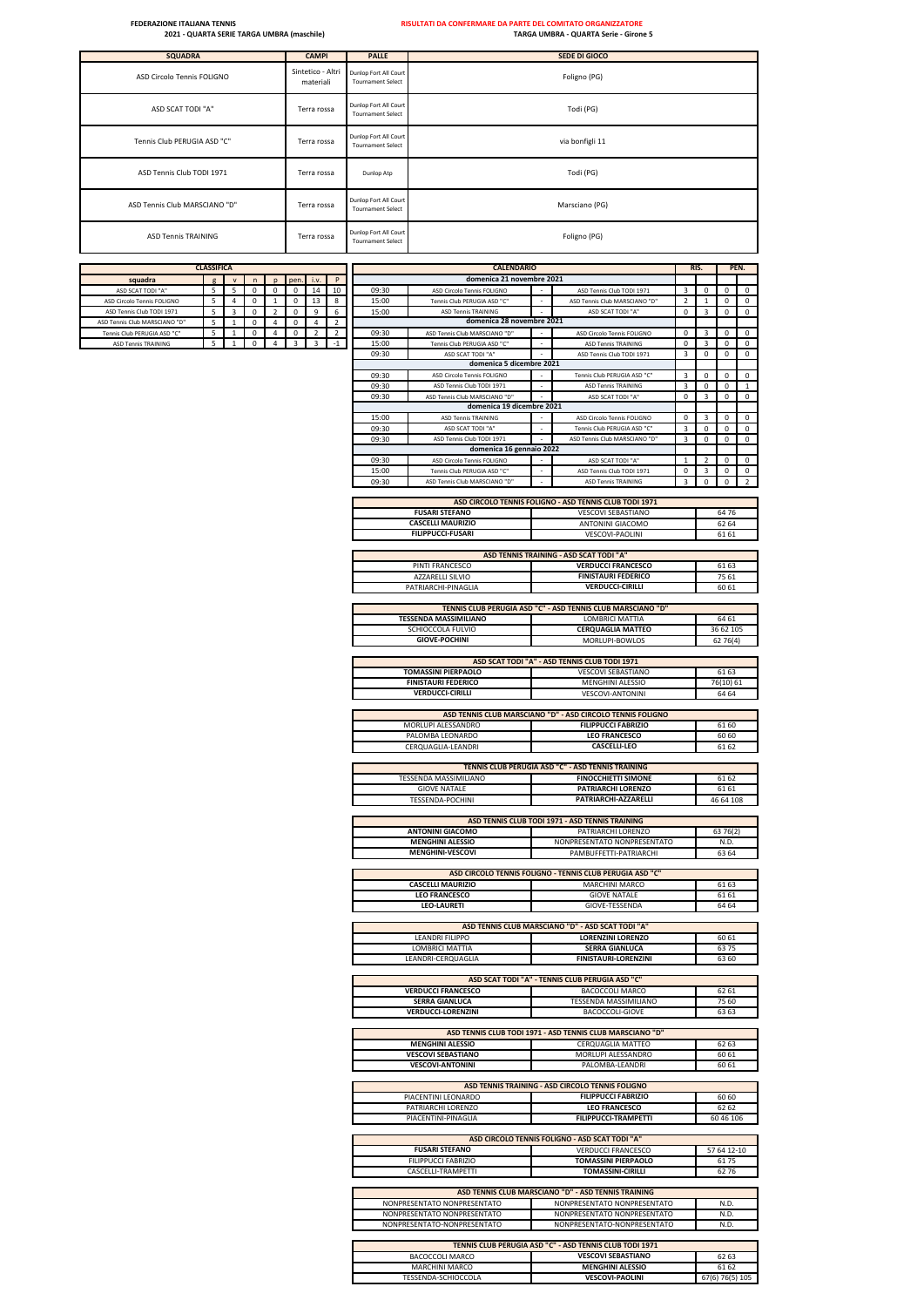**FEDERAZIONE ITALIANA TENNIS**
**2021 - QUARTA SERIE TARGA UMBRA (maschile)**

**RISULTATI DA CONFERMARE DA PARTE DEL COMITATO ORGANIZZATORE**
**TARGA UMBRA - QUARTA Serie - Girone 5**

| SQUADRA | CAMPI | PALLE | SEDE DI GIOCO |
|---|---|---|---|
| ASD Circolo Tennis FOLIGNO | Sintetico - Altri materiali | Dunlop Fort All Court Tournament Select | Foligno (PG) |
| ASD SCAT TODI "A" | Terra rossa | Dunlop Fort All Court Tournament Select | Todi (PG) |
| Tennis Club PERUGIA ASD "C" | Terra rossa | Dunlop Fort All Court Tournament Select | via bonfigli 11 |
| ASD Tennis Club TODI 1971 | Terra rossa | Dunlop Atp | Todi (PG) |
| ASD Tennis Club MARSCIANO "D" | Terra rossa | Dunlop Fort All Court Tournament Select | Marsciano (PG) |
| ASD Tennis TRAINING | Terra rossa | Dunlop Fort All Court Tournament Select | Foligno (PG) |

**CLASSIFICA**

| squadra | g | v | n | p | pen. | i.v. | P |
|---|---|---|---|---|---|---|---|
| ASD SCAT TODI "A" | 5 | 5 | 0 | 0 | 0 | 14 | 10 |
| ASD Circolo Tennis FOLIGNO | 5 | 4 | 0 | 1 | 0 | 13 | 8 |
| ASD Tennis Club TODI 1971 | 5 | 3 | 0 | 2 | 0 | 9 | 6 |
| ASD Tennis Club MARSCIANO "D" | 5 | 1 | 0 | 4 | 0 | 4 | 2 |
| Tennis Club PERUGIA ASD "C" | 5 | 1 | 0 | 4 | 0 | 2 | 2 |
| ASD Tennis TRAINING | 5 | 1 | 0 | 4 | 3 | 3 | -1 |

**CALENDARIO**

| Ora | Casa | | Ospite | RIS. | | PEN. | |
|---|---|---|---|---|---|---|---|
| **domenica 21 novembre 2021** | | | | | | | |
| 09:30 | ASD Circolo Tennis FOLIGNO | - | ASD Tennis Club TODI 1971 | 3 | 0 | 0 | 0 |
| 15:00 | Tennis Club PERUGIA ASD "C" | - | ASD Tennis Club MARSCIANO "D" | 2 | 1 | 0 | 0 |
| 15:00 | ASD Tennis TRAINING | - | ASD SCAT TODI "A" | 0 | 3 | 0 | 0 |
| **domenica 28 novembre 2021** | | | | | | | |
| 09:30 | ASD Tennis Club MARSCIANO "D" | - | ASD Circolo Tennis FOLIGNO | 0 | 3 | 0 | 0 |
| 15:00 | Tennis Club PERUGIA ASD "C" | - | ASD Tennis TRAINING | 0 | 3 | 0 | 0 |
| 09:30 | ASD SCAT TODI "A" | - | ASD Tennis Club TODI 1971 | 3 | 0 | 0 | 0 |
| **domenica 5 dicembre 2021** | | | | | | | |
| 09:30 | ASD Circolo Tennis FOLIGNO | - | Tennis Club PERUGIA ASD "C" | 3 | 0 | 0 | 0 |
| 09:30 | ASD Tennis Club TODI 1971 | - | ASD Tennis TRAINING | 3 | 0 | 0 | 1 |
| 09:30 | ASD Tennis Club MARSCIANO "D" | - | ASD SCAT TODI "A" | 0 | 3 | 0 | 0 |
| **domenica 19 dicembre 2021** | | | | | | | |
| 15:00 | ASD Tennis TRAINING | - | ASD Circolo Tennis FOLIGNO | 0 | 3 | 0 | 0 |
| 09:30 | ASD SCAT TODI "A" | - | Tennis Club PERUGIA ASD "C" | 3 | 0 | 0 | 0 |
| 09:30 | ASD Tennis Club TODI 1971 | - | ASD Tennis Club MARSCIANO "D" | 3 | 0 | 0 | 0 |
| **domenica 16 gennaio 2022** | | | | | | | |
| 09:30 | ASD Circolo Tennis FOLIGNO | - | ASD SCAT TODI "A" | 1 | 2 | 0 | 0 |
| 15:00 | Tennis Club PERUGIA ASD "C" | - | ASD Tennis Club TODI 1971 | 0 | 3 | 0 | 0 |
| 09:30 | ASD Tennis Club MARSCIANO "D" | - | ASD Tennis TRAINING | 3 | 0 | 0 | 2 |

| ASD CIRCOLO TENNIS FOLIGNO - ASD TENNIS CLUB TODI 1971 | | |
|---|---|---|
| **FUSARI STEFANO** | VESCOVI SEBASTIANO | 64 76 |
| **CASCELLI MAURIZIO** | ANTONINI GIACOMO | 62 64 |
| **FILIPPUCCI-FUSARI** | VESCOVI-PAOLINI | 61 61 |

| ASD TENNIS TRAINING - ASD SCAT TODI "A" | | |
|---|---|---|
| PINTI FRANCESCO | **VERDUCCI FRANCESCO** | 61 63 |
| AZZARELLI SILVIO | **FINISTAURI FEDERICO** | 75 61 |
| PATRIARCHI-PINAGLIA | **VERDUCCI-CIRILLI** | 60 61 |

| TENNIS CLUB PERUGIA ASD "C" - ASD TENNIS CLUB MARSCIANO "D" | | |
|---|---|---|
| **TESSENDA MASSIMILIANO** | LOMBRICI MATTIA | 64 61 |
| SCHIOCCOLA FULVIO | **CERQUAGLIA MATTEO** | 36 62 105 |
| **GIOVE-POCHINI** | MORLUPI-BOWLOS | 62 76(4) |

| ASD SCAT TODI "A" - ASD TENNIS CLUB TODI 1971 | | |
|---|---|---|
| **TOMASSINI PIERPAOLO** | VESCOVI SEBASTIANO | 61 63 |
| **FINISTAURI FEDERICO** | MENGHINI ALESSIO | 76(10) 61 |
| **VERDUCCI-CIRILLI** | VESCOVI-ANTONINI | 64 64 |

| ASD TENNIS CLUB MARSCIANO "D" - ASD CIRCOLO TENNIS FOLIGNO | | |
|---|---|---|
| MORLUPI ALESSANDRO | **FILIPPUCCI FABRIZIO** | 61 60 |
| PALOMBA LEONARDO | **LEO FRANCESCO** | 60 60 |
| CERQUAGLIA-LEANDRI | **CASCELLI-LEO** | 61 62 |

| TENNIS CLUB PERUGIA ASD "C" - ASD TENNIS TRAINING | | |
|---|---|---|
| TESSENDA MASSIMILIANO | **FINOCCHIETTI SIMONE** | 61 62 |
| GIOVE NATALE | **PATRIARCHI LORENZO** | 61 61 |
| TESSENDA-POCHINI | **PATRIARCHI-AZZARELLI** | 46 64 108 |

| ASD TENNIS CLUB TODI 1971 - ASD TENNIS TRAINING | | |
|---|---|---|
| **ANTONINI GIACOMO** | PATRIARCHI LORENZO | 63 76(2) |
| **MENGHINI ALESSIO** | NONPRESENTATO NONPRESENTATO | N.D. |
| **MENGHINI-VESCOVI** | PAMBUFFETTI-PATRIARCHI | 63 64 |

| ASD CIRCOLO TENNIS FOLIGNO - TENNIS CLUB PERUGIA ASD "C" | | |
|---|---|---|
| **CASCELLI MAURIZIO** | MARCHINI MARCO | 61 63 |
| **LEO FRANCESCO** | GIOVE NATALE | 61 61 |
| **LEO-LAURETI** | GIOVE-TESSENDA | 64 64 |

| ASD TENNIS CLUB MARSCIANO "D" - ASD SCAT TODI "A" | | |
|---|---|---|
| LEANDRI FILIPPO | **LORENZINI LORENZO** | 60 61 |
| LOMBRICI MATTIA | **SERRA GIANLUCA** | 63 75 |
| LEANDRI-CERQUAGLIA | **FINISTAURI-LORENZINI** | 63 60 |

| ASD SCAT TODI "A" - TENNIS CLUB PERUGIA ASD "C" | | |
|---|---|---|
| **VERDUCCI FRANCESCO** | BACOCCOLI MARCO | 62 61 |
| **SERRA GIANLUCA** | TESSENDA MASSIMILIANO | 75 60 |
| **VERDUCCI-LORENZINI** | BACOCCOLI-GIOVE | 63 63 |

| ASD TENNIS CLUB TODI 1971 - ASD TENNIS CLUB MARSCIANO "D" | | |
|---|---|---|
| **MENGHINI ALESSIO** | CERQUAGLIA MATTEO | 62 63 |
| **VESCOVI SEBASTIANO** | MORLUPI ALESSANDRO | 60 61 |
| **VESCOVI-ANTONINI** | PALOMBA-LEANDRI | 60 61 |

| ASD TENNIS TRAINING - ASD CIRCOLO TENNIS FOLIGNO | | |
|---|---|---|
| PIACENTINI LEONARDO | **FILIPPUCCI FABRIZIO** | 60 60 |
| PATRIARCHI LORENZO | **LEO FRANCESCO** | 62 62 |
| PIACENTINI-PINAGLIA | **FILIPPUCCI-TRAMPETTI** | 60 46 106 |

| ASD CIRCOLO TENNIS FOLIGNO - ASD SCAT TODI "A" | | |
|---|---|---|
| **FUSARI STEFANO** | VERDUCCI FRANCESCO | 57 64 12-10 |
| FILIPPUCCI FABRIZIO | **TOMASSINI PIERPAOLO** | 61 75 |
| CASCELLI-TRAMPETTI | **TOMASSINI-CIRILLI** | 62 76 |

| ASD TENNIS CLUB MARSCIANO "D" - ASD TENNIS TRAINING | | |
|---|---|---|
| NONPRESENTATO NONPRESENTATO | NONPRESENTATO NONPRESENTATO | N.D. |
| NONPRESENTATO NONPRESENTATO | NONPRESENTATO NONPRESENTATO | N.D. |
| NONPRESENTATO-NONPRESENTATO | NONPRESENTATO-NONPRESENTATO | N.D. |

| TENNIS CLUB PERUGIA ASD "C" - ASD TENNIS CLUB TODI 1971 | | |
|---|---|---|
| BACOCCOLI MARCO | **VESCOVI SEBASTIANO** | 62 63 |
| MARCHINI MARCO | **MENGHINI ALESSIO** | 61 62 |
| TESSENDA-SCHIOCCOLA | **VESCOVI-PAOLINI** | 67(6) 76(5) 105 |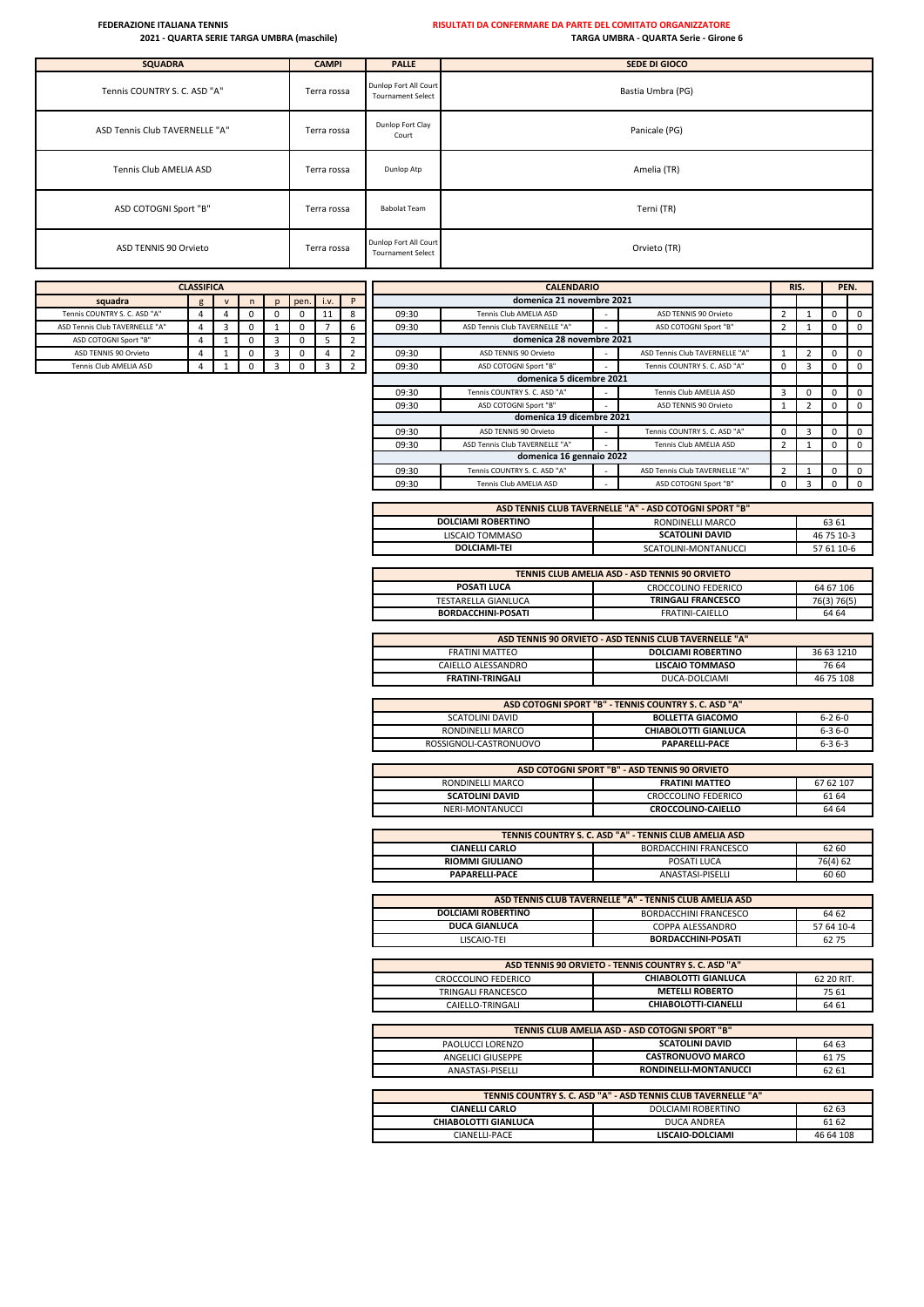**FEDERAZIONE ITALIANA TENNIS**
**2021 - QUARTA SERIE TARGA UMBRA (maschile)**

**RISULTATI DA CONFERMARE DA PARTE DEL COMITATO ORGANIZZATORE**
**TARGA UMBRA - QUARTA Serie - Girone 6**

| SQUADRA | CAMPI | PALLE | SEDE DI GIOCO |
|---|---|---|---|
| Tennis COUNTRY S. C. ASD "A" | Terra rossa | Dunlop Fort All Court Tournament Select | Bastia Umbra (PG) |
| ASD Tennis Club TAVERNELLE "A" | Terra rossa | Dunlop Fort Clay Court | Panicale (PG) |
| Tennis Club AMELIA ASD | Terra rossa | Dunlop Atp | Amelia (TR) |
| ASD COTOGNI Sport "B" | Terra rossa | Babolat Team | Terni (TR) |
| ASD TENNIS 90 Orvieto | Terra rossa | Dunlop Fort All Court Tournament Select | Orvieto (TR) |

| CLASSIFICA | | | | | | | |
|---|---|---|---|---|---|---|---|
| squadra | g | v | n | p | pen. | i.v. | P |
| Tennis COUNTRY S. C. ASD "A" | 4 | 4 | 0 | 0 | 0 | 11 | 8 |
| ASD Tennis Club TAVERNELLE "A" | 4 | 3 | 0 | 1 | 0 | 7 | 6 |
| ASD COTOGNI Sport "B" | 4 | 1 | 0 | 3 | 0 | 5 | 2 |
| ASD TENNIS 90 Orvieto | 4 | 1 | 0 | 3 | 0 | 4 | 2 |
| Tennis Club AMELIA ASD | 4 | 1 | 0 | 3 | 0 | 3 | 2 |

| CALENDARIO | | | | RIS. | | PEN. | |
|---|---|---|---|---|---|---|---|
| domenica 21 novembre 2021 | | | | | | | |
| 09:30 | Tennis Club AMELIA ASD | - | ASD TENNIS 90 Orvieto | 2 | 1 | 0 | 0 |
| 09:30 | ASD Tennis Club TAVERNELLE "A" | - | ASD COTOGNI Sport "B" | 2 | 1 | 0 | 0 |
| domenica 28 novembre 2021 | | | | | | | |
| 09:30 | ASD TENNIS 90 Orvieto | - | ASD Tennis Club TAVERNELLE "A" | 1 | 2 | 0 | 0 |
| 09:30 | ASD COTOGNI Sport "B" | - | Tennis COUNTRY S. C. ASD "A" | 0 | 3 | 0 | 0 |
| domenica 5 dicembre 2021 | | | | | | | |
| 09:30 | Tennis COUNTRY S. C. ASD "A" | - | Tennis Club AMELIA ASD | 3 | 0 | 0 | 0 |
| 09:30 | ASD COTOGNI Sport "B" | - | ASD TENNIS 90 Orvieto | 1 | 2 | 0 | 0 |
| domenica 19 dicembre 2021 | | | | | | | |
| 09:30 | ASD TENNIS 90 Orvieto | - | Tennis COUNTRY S. C. ASD "A" | 0 | 3 | 0 | 0 |
| 09:30 | ASD Tennis Club TAVERNELLE "A" | - | Tennis Club AMELIA ASD | 2 | 1 | 0 | 0 |
| domenica 16 gennaio 2022 | | | | | | | |
| 09:30 | Tennis COUNTRY S. C. ASD "A" | - | ASD Tennis Club TAVERNELLE "A" | 2 | 1 | 0 | 0 |
| 09:30 | Tennis Club AMELIA ASD | - | ASD COTOGNI Sport "B" | 0 | 3 | 0 | 0 |

| ASD TENNIS CLUB TAVERNELLE "A" - ASD COTOGNI SPORT "B" | | |
|---|---|---|
| **DOLCIAMI ROBERTINO** | RONDINELLI MARCO | 63 61 |
| LISCAIO TOMMASO | **SCATOLINI DAVID** | 46 75 10-3 |
| **DOLCIAMI-TEI** | SCATOLINI-MONTANUCCI | 57 61 10-6 |

| TENNIS CLUB AMELIA ASD - ASD TENNIS 90 ORVIETO | | |
|---|---|---|
| **POSATI LUCA** | CROCCOLINO FEDERICO | 64 67 106 |
| TESTARELLA GIANLUCA | **TRINGALI FRANCESCO** | 76(3) 76(5) |
| **BORDACCHINI-POSATI** | FRATINI-CAIELLO | 64 64 |

| ASD TENNIS 90 ORVIETO - ASD TENNIS CLUB TAVERNELLE "A" | | |
|---|---|---|
| FRATINI MATTEO | **DOLCIAMI ROBERTINO** | 36 63 1210 |
| CAIELLO ALESSANDRO | **LISCAIO TOMMASO** | 76 64 |
| **FRATINI-TRINGALI** | DUCA-DOLCIAMI | 46 75 108 |

| ASD COTOGNI SPORT "B" - TENNIS COUNTRY S. C. ASD "A" | | |
|---|---|---|
| SCATOLINI DAVID | **BOLLETTA GIACOMO** | 6-2 6-0 |
| RONDINELLI MARCO | **CHIABOLOTTI GIANLUCA** | 6-3 6-0 |
| ROSSIGNOLI-CASTRONUOVO | **PAPARELLI-PACE** | 6-3 6-3 |

| ASD COTOGNI SPORT "B" - ASD TENNIS 90 ORVIETO | | |
|---|---|---|
| RONDINELLI MARCO | **FRATINI MATTEO** | 67 62 107 |
| **SCATOLINI DAVID** | CROCCOLINO FEDERICO | 61 64 |
| NERI-MONTANUCCI | **CROCCOLINO-CAIELLO** | 64 64 |

| TENNIS COUNTRY S. C. ASD "A" - TENNIS CLUB AMELIA ASD | | |
|---|---|---|
| **CIANELLI CARLO** | BORDACCHINI FRANCESCO | 62 60 |
| **RIOMMI GIULIANO** | POSATI LUCA | 76(4) 62 |
| **PAPARELLI-PACE** | ANASTASI-PISELLI | 60 60 |

| ASD TENNIS CLUB TAVERNELLE "A" - TENNIS CLUB AMELIA ASD | | |
|---|---|---|
| **DOLCIAMI ROBERTINO** | BORDACCHINI FRANCESCO | 64 62 |
| **DUCA GIANLUCA** | COPPA ALESSANDRO | 57 64 10-4 |
| LISCAIO-TEI | **BORDACCHINI-POSATI** | 62 75 |

| ASD TENNIS 90 ORVIETO - TENNIS COUNTRY S. C. ASD "A" | | |
|---|---|---|
| CROCCOLINO FEDERICO | **CHIABOLOTTI GIANLUCA** | 62 20 RIT. |
| TRINGALI FRANCESCO | **METELLI ROBERTO** | 75 61 |
| CAIELLO-TRINGALI | **CHIABOLOTTI-CIANELLI** | 64 61 |

| TENNIS CLUB AMELIA ASD - ASD COTOGNI SPORT "B" | | |
|---|---|---|
| PAOLUCCI LORENZO | **SCATOLINI DAVID** | 64 63 |
| ANGELICI GIUSEPPE | **CASTRONUOVO MARCO** | 61 75 |
| ANASTASI-PISELLI | **RONDINELLI-MONTANUCCI** | 62 61 |

| TENNIS COUNTRY S. C. ASD "A" - ASD TENNIS CLUB TAVERNELLE "A" | | |
|---|---|---|
| **CIANELLI CARLO** | DOLCIAMI ROBERTINO | 62 63 |
| **CHIABOLOTTI GIANLUCA** | DUCA ANDREA | 61 62 |
| CIANELLI-PACE | **LISCAIO-DOLCIAMI** | 46 64 108 |